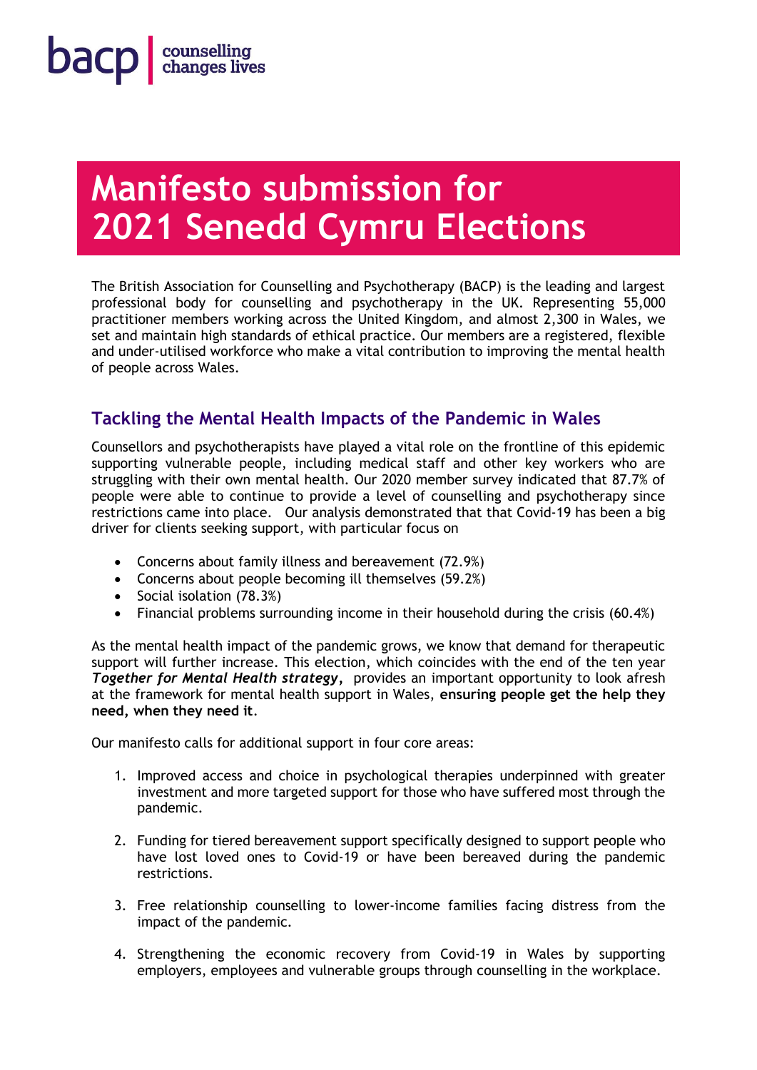bacp | counselling changes lives

# Manifesto submission for 2021 Senedd Cymru Elections

The British Association for Counselling and Psychotherapy (BACP) is the leading and largest professional body for counselling and psychotherapy in the UK. Representing 55,000 practitioner members working across the United Kingdom, and almost 2,300 in Wales, we set and maintain high standards of ethical practice. Our members are a registered, flexible and under-utilised workforce who make a vital contribution to improving the mental health of people across Wales.

## Tackling the Mental Health Impacts of the Pandemic in Wales

Counsellors and psychotherapists have played a vital role on the frontline of this epidemic supporting vulnerable people, including medical staff and other key workers who are struggling with their own mental health. Our 2020 member survey indicated that 87.7% of people were able to continue to provide a level of counselling and psychotherapy since restrictions came into place. Our analysis demonstrated that that Covid-19 has been a big driver for clients seeking support, with particular focus on

- Concerns about family illness and bereavement (72.9%)
- Concerns about people becoming ill themselves (59.2%)
- Social isolation (78.3%)
- Financial problems surrounding income in their household during the crisis (60.4%)

As the mental health impact of the pandemic grows, we know that demand for therapeutic support will further increase. This election, which coincides with the end of the ten year ***Together for Mental Health strategy*,** provides an important opportunity to look afresh at the framework for mental health support in Wales, **ensuring people get the help they need, when they need it**.

Our manifesto calls for additional support in four core areas:

1. Improved access and choice in psychological therapies underpinned with greater investment and more targeted support for those who have suffered most through the pandemic.

2. Funding for tiered bereavement support specifically designed to support people who have lost loved ones to Covid-19 or have been bereaved during the pandemic restrictions.

3. Free relationship counselling to lower-income families facing distress from the impact of the pandemic.

4. Strengthening the economic recovery from Covid-19 in Wales by supporting employers, employees and vulnerable groups through counselling in the workplace.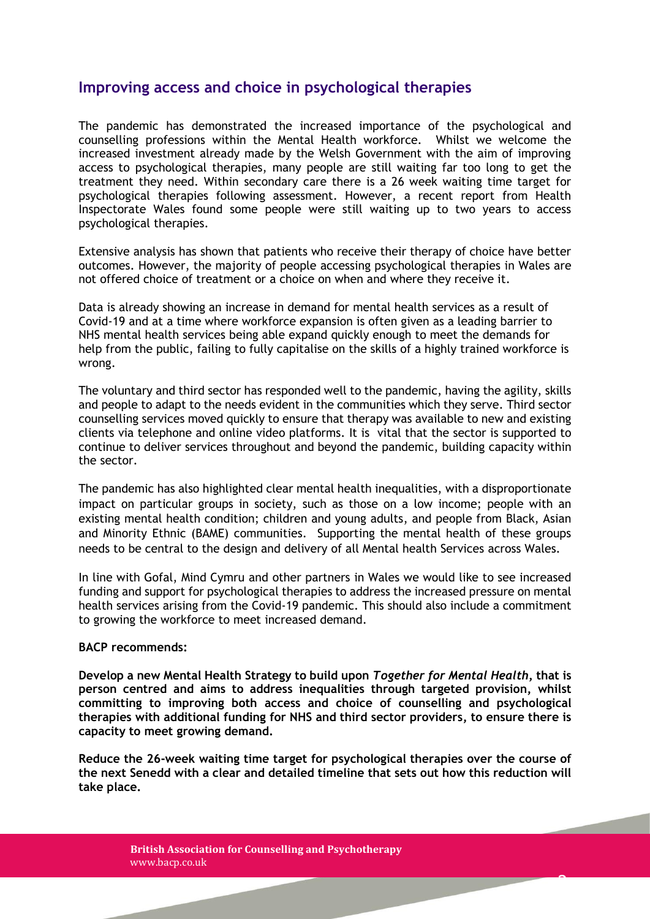## Improving access and choice in psychological therapies

The pandemic has demonstrated the increased importance of the psychological and counselling professions within the Mental Health workforce. Whilst we welcome the increased investment already made by the Welsh Government with the aim of improving access to psychological therapies, many people are still waiting far too long to get the treatment they need. Within secondary care there is a 26 week waiting time target for psychological therapies following assessment. However, a recent report from Health Inspectorate Wales found some people were still waiting up to two years to access psychological therapies.

Extensive analysis has shown that patients who receive their therapy of choice have better outcomes. However, the majority of people accessing psychological therapies in Wales are not offered choice of treatment or a choice on when and where they receive it.

Data is already showing an increase in demand for mental health services as a result of Covid-19 and at a time where workforce expansion is often given as a leading barrier to NHS mental health services being able expand quickly enough to meet the demands for help from the public, failing to fully capitalise on the skills of a highly trained workforce is wrong.

The voluntary and third sector has responded well to the pandemic, having the agility, skills and people to adapt to the needs evident in the communities which they serve. Third sector counselling services moved quickly to ensure that therapy was available to new and existing clients via telephone and online video platforms. It is vital that the sector is supported to continue to deliver services throughout and beyond the pandemic, building capacity within the sector.

The pandemic has also highlighted clear mental health inequalities, with a disproportionate impact on particular groups in society, such as those on a low income; people with an existing mental health condition; children and young adults, and people from Black, Asian and Minority Ethnic (BAME) communities. Supporting the mental health of these groups needs to be central to the design and delivery of all Mental health Services across Wales.

In line with Gofal, Mind Cymru and other partners in Wales we would like to see increased funding and support for psychological therapies to address the increased pressure on mental health services arising from the Covid-19 pandemic. This should also include a commitment to growing the workforce to meet increased demand.

**BACP recommends:**

**Develop a new Mental Health Strategy to build upon *Together for Mental Health*, that is person centred and aims to address inequalities through targeted provision, whilst committing to improving both access and choice of counselling and psychological therapies with additional funding for NHS and third sector providers, to ensure there is capacity to meet growing demand.**

**Reduce the 26-week waiting time target for psychological therapies over the course of the next Senedd with a clear and detailed timeline that sets out how this reduction will take place.**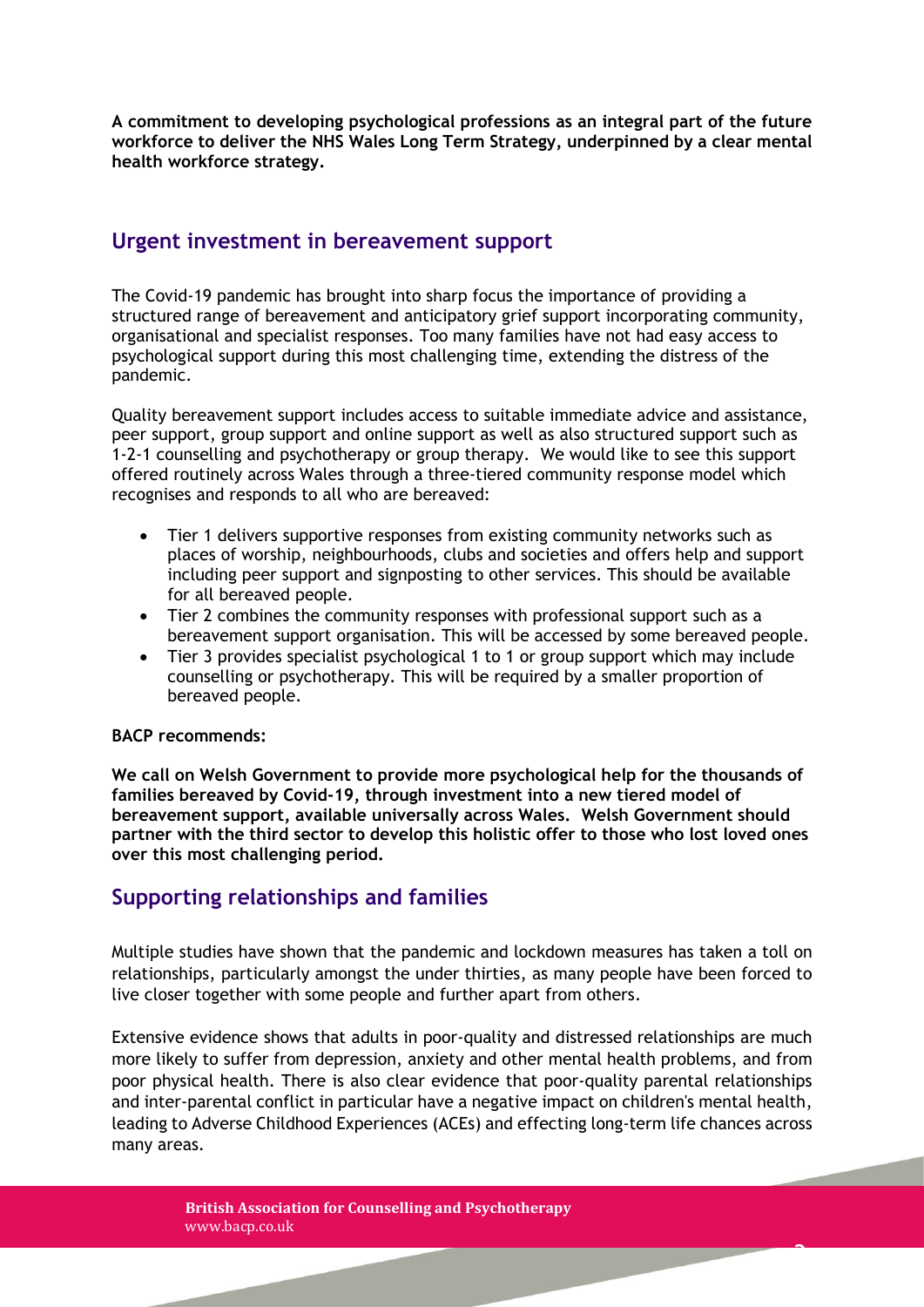**A commitment to developing psychological professions as an integral part of the future workforce to deliver the NHS Wales Long Term Strategy, underpinned by a clear mental health workforce strategy.**

## Urgent investment in bereavement support

The Covid-19 pandemic has brought into sharp focus the importance of providing a structured range of bereavement and anticipatory grief support incorporating community, organisational and specialist responses. Too many families have not had easy access to psychological support during this most challenging time, extending the distress of the pandemic.

Quality bereavement support includes access to suitable immediate advice and assistance, peer support, group support and online support as well as also structured support such as 1-2-1 counselling and psychotherapy or group therapy. We would like to see this support offered routinely across Wales through a three-tiered community response model which recognises and responds to all who are bereaved:

- Tier 1 delivers supportive responses from existing community networks such as places of worship, neighbourhoods, clubs and societies and offers help and support including peer support and signposting to other services. This should be available for all bereaved people.
- Tier 2 combines the community responses with professional support such as a bereavement support organisation. This will be accessed by some bereaved people.
- Tier 3 provides specialist psychological 1 to 1 or group support which may include counselling or psychotherapy. This will be required by a smaller proportion of bereaved people.

**BACP recommends:**

**We call on Welsh Government to provide more psychological help for the thousands of families bereaved by Covid-19, through investment into a new tiered model of bereavement support, available universally across Wales. Welsh Government should partner with the third sector to develop this holistic offer to those who lost loved ones over this most challenging period.**

## Supporting relationships and families

Multiple studies have shown that the pandemic and lockdown measures has taken a toll on relationships, particularly amongst the under thirties, as many people have been forced to live closer together with some people and further apart from others.

Extensive evidence shows that adults in poor-quality and distressed relationships are much more likely to suffer from depression, anxiety and other mental health problems, and from poor physical health. There is also clear evidence that poor-quality parental relationships and inter-parental conflict in particular have a negative impact on children's mental health, leading to Adverse Childhood Experiences (ACEs) and effecting long-term life chances across many areas.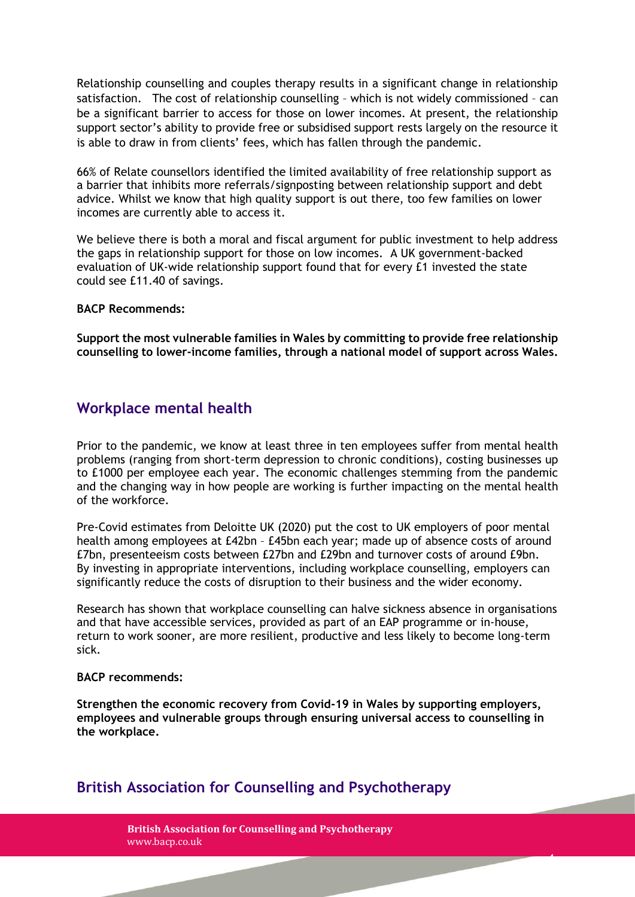Relationship counselling and couples therapy results in a significant change in relationship satisfaction. The cost of relationship counselling – which is not widely commissioned – can be a significant barrier to access for those on lower incomes. At present, the relationship support sector's ability to provide free or subsidised support rests largely on the resource it is able to draw in from clients' fees, which has fallen through the pandemic.

66% of Relate counsellors identified the limited availability of free relationship support as a barrier that inhibits more referrals/signposting between relationship support and debt advice. Whilst we know that high quality support is out there, too few families on lower incomes are currently able to access it.

We believe there is both a moral and fiscal argument for public investment to help address the gaps in relationship support for those on low incomes. A UK government-backed evaluation of UK-wide relationship support found that for every £1 invested the state could see £11.40 of savings.

**BACP Recommends:**

**Support the most vulnerable families in Wales by committing to provide free relationship counselling to lower-income families, through a national model of support across Wales.**

## Workplace mental health

Prior to the pandemic, we know at least three in ten employees suffer from mental health problems (ranging from short-term depression to chronic conditions), costing businesses up to £1000 per employee each year. The economic challenges stemming from the pandemic and the changing way in how people are working is further impacting on the mental health of the workforce.

Pre-Covid estimates from Deloitte UK (2020) put the cost to UK employers of poor mental health among employees at £42bn – £45bn each year; made up of absence costs of around £7bn, presenteeism costs between £27bn and £29bn and turnover costs of around £9bn. By investing in appropriate interventions, including workplace counselling, employers can significantly reduce the costs of disruption to their business and the wider economy.

Research has shown that workplace counselling can halve sickness absence in organisations and that have accessible services, provided as part of an EAP programme or in-house, return to work sooner, are more resilient, productive and less likely to become long-term sick.

**BACP recommends:**

**Strengthen the economic recovery from Covid-19 in Wales by supporting employers, employees and vulnerable groups through ensuring universal access to counselling in the workplace.**

## British Association for Counselling and Psychotherapy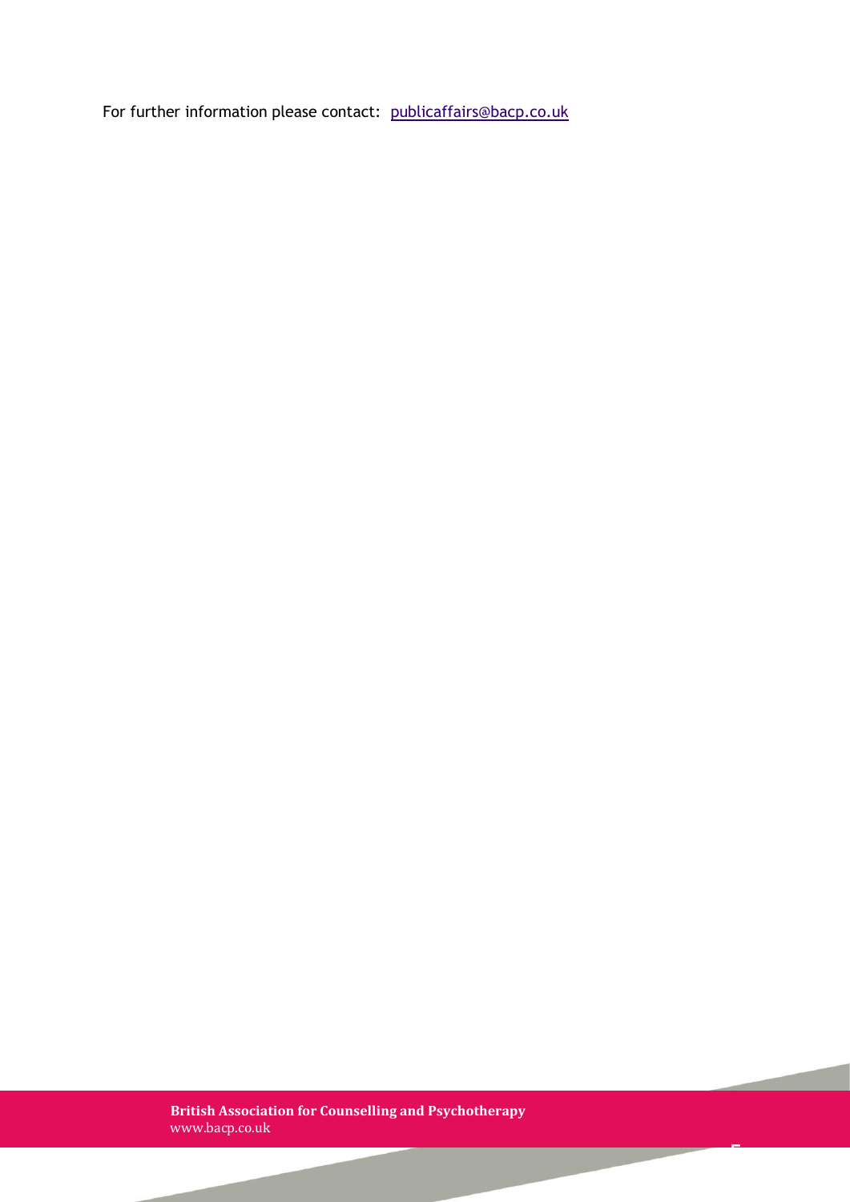For further information please contact: publicaffairs@bacp.co.uk